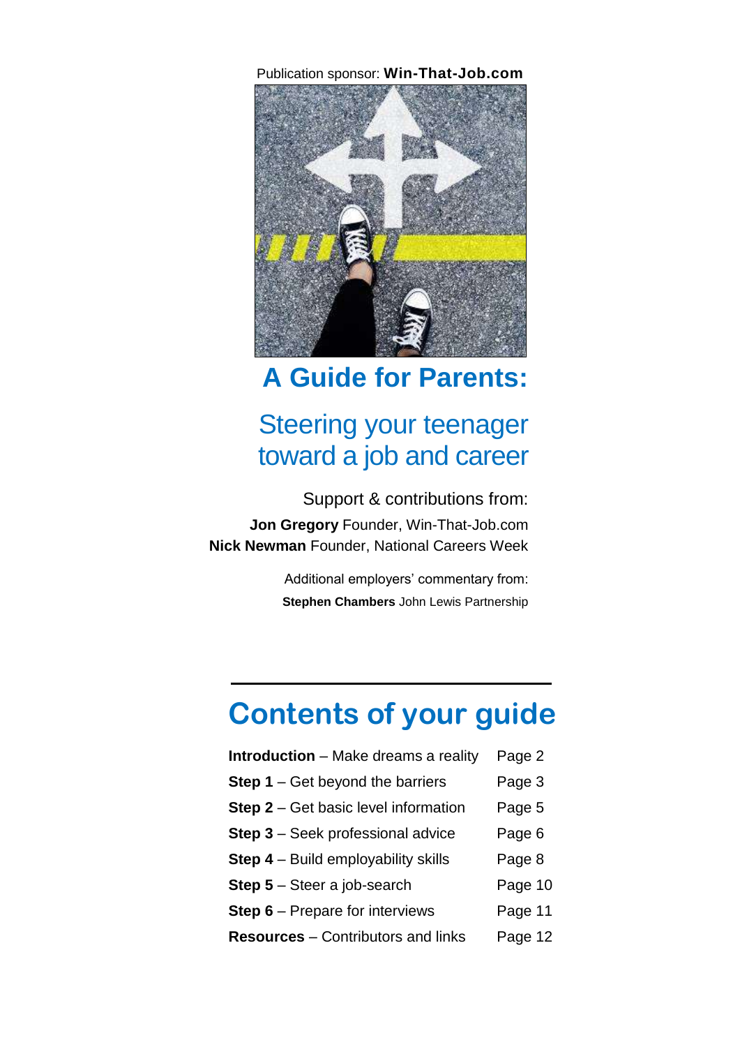Publication sponsor: **Win-That-Job.com**

# A Guide for Parents:

## Steering your teenager toward a job and career

Support & contributions from:

**Jon Gregory** Founder, Win-That-Job.com

**Nick Newman** Founder, National Careers Week

Additional employers' commentary from:

**Stephen Chambers** John Lewis Partnership

---

## Contents of your guide

| | |
|---|---|
| **Introduction** – Make dreams a reality | Page 2 |
| **Step 1** – Get beyond the barriers | Page 3 |
| **Step 2** – Get basic level information | Page 5 |
| **Step 3** – Seek professional advice | Page 6 |
| **Step 4** – Build employability skills | Page 8 |
| **Step 5** – Steer a job-search | Page 10 |
| **Step 6** – Prepare for interviews | Page 11 |
| **Resources** – Contributors and links | Page 12 |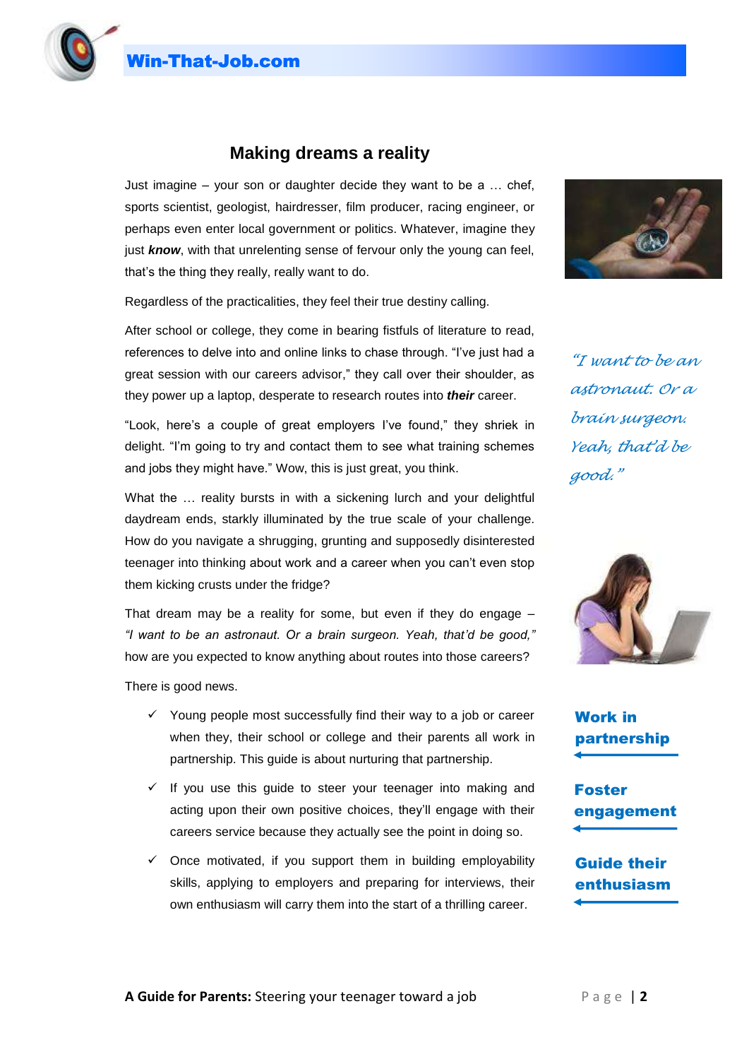# Making dreams a reality

Just imagine – your son or daughter decide they want to be a … chef, sports scientist, geologist, hairdresser, film producer, racing engineer, or perhaps even enter local government or politics. Whatever, imagine they just ***know***, with that unrelenting sense of fervour only the young can feel, that's the thing they really, really want to do.

Regardless of the practicalities, they feel their true destiny calling.

After school or college, they come in bearing fistfuls of literature to read, references to delve into and online links to chase through. "I've just had a great session with our careers advisor," they call over their shoulder, as they power up a laptop, desperate to research routes into ***their*** career.

"Look, here's a couple of great employers I've found," they shriek in delight. "I'm going to try and contact them to see what training schemes and jobs they might have." Wow, this is just great, you think.

What the … reality bursts in with a sickening lurch and your delightful daydream ends, starkly illuminated by the true scale of your challenge. How do you navigate a shrugging, grunting and supposedly disinterested teenager into thinking about work and a career when you can't even stop them kicking crusts under the fridge?

*"I want to be an astronaut. Or a brain surgeon. Yeah, that'd be good."*

That dream may be a reality for some, but even if they do engage – *"I want to be an astronaut. Or a brain surgeon. Yeah, that'd be good,"* how are you expected to know anything about routes into those careers?

There is good news.

- ✓ Young people most successfully find their way to a job or career when they, their school or college and their parents all work in partnership. This guide is about nurturing that partnership.
- ✓ If you use this guide to steer your teenager into making and acting upon their own positive choices, they'll engage with their careers service because they actually see the point in doing so.
- ✓ Once motivated, if you support them in building employability skills, applying to employers and preparing for interviews, their own enthusiasm will carry them into the start of a thrilling career.

**Work in partnership**

**Foster engagement**

**Guide their enthusiasm**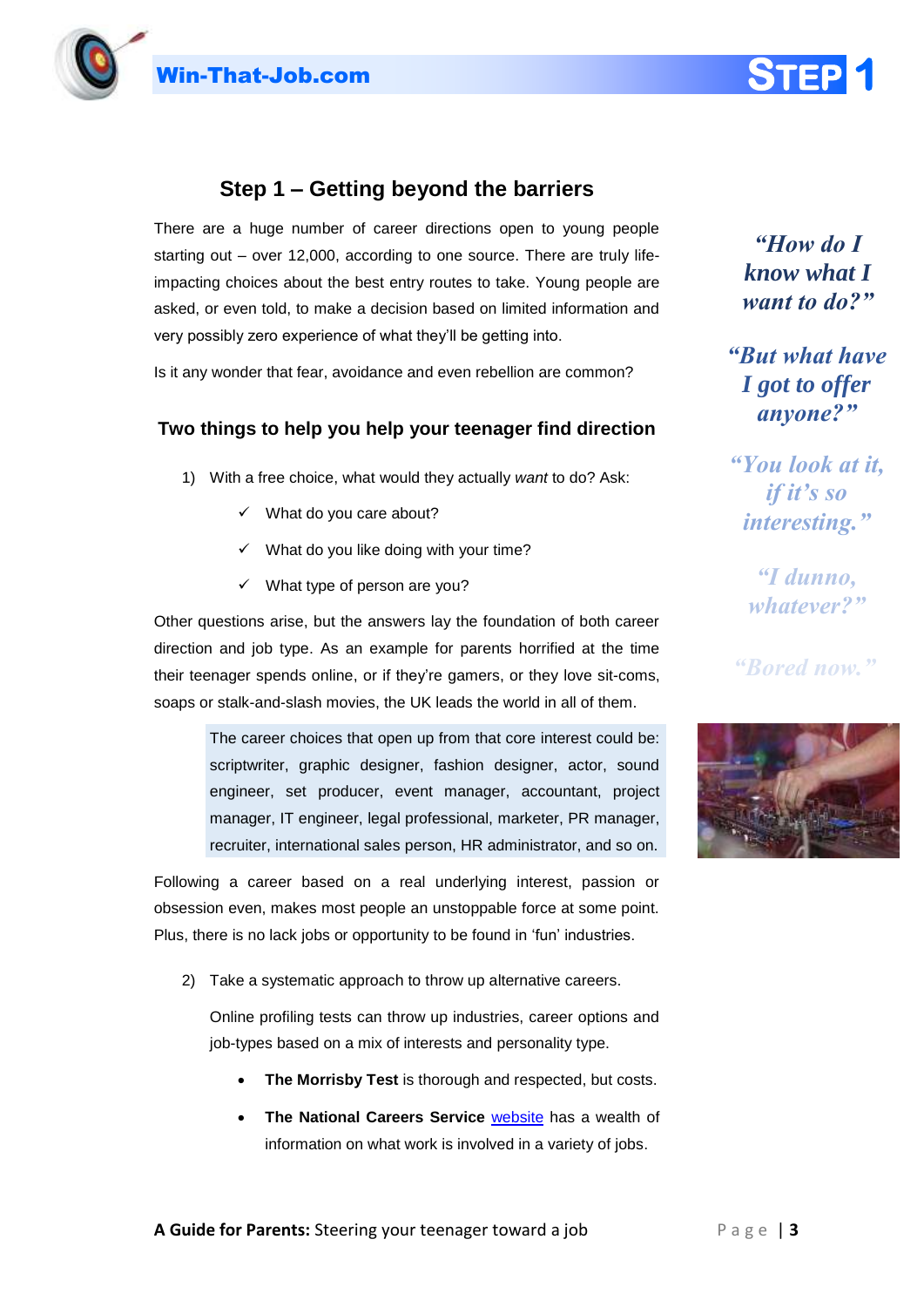## Step 1 – Getting beyond the barriers

There are a huge number of career directions open to young people starting out – over 12,000, according to one source. There are truly life-impacting choices about the best entry routes to take. Young people are asked, or even told, to make a decision based on limited information and very possibly zero experience of what they'll be getting into.

Is it any wonder that fear, avoidance and even rebellion are common?

*"How do I know what I want to do?"*

*"But what have I got to offer anyone?"*

*"You look at it, if it's so interesting."*

*"I dunno, whatever?"*

*"Bored now."*

### Two things to help you help your teenager find direction

1) With a free choice, what would they actually *want* to do? Ask:

   - ✓ What do you care about?
   - ✓ What do you like doing with your time?
   - ✓ What type of person are you?

Other questions arise, but the answers lay the foundation of both career direction and job type. As an example for parents horrified at the time their teenager spends online, or if they're gamers, or they love sit-coms, soaps or stalk-and-slash movies, the UK leads the world in all of them.

> The career choices that open up from that core interest could be: scriptwriter, graphic designer, fashion designer, actor, sound engineer, set producer, event manager, accountant, project manager, IT engineer, legal professional, marketer, PR manager, recruiter, international sales person, HR administrator, and so on.

Following a career based on a real underlying interest, passion or obsession even, makes most people an unstoppable force at some point. Plus, there is no lack jobs or opportunity to be found in 'fun' industries.

2) Take a systematic approach to throw up alternative careers.

   Online profiling tests can throw up industries, career options and job-types based on a mix of interests and personality type.

   - **The Morrisby Test** is thorough and respected, but costs.
   - **The National Careers Service** website has a wealth of information on what work is involved in a variety of jobs.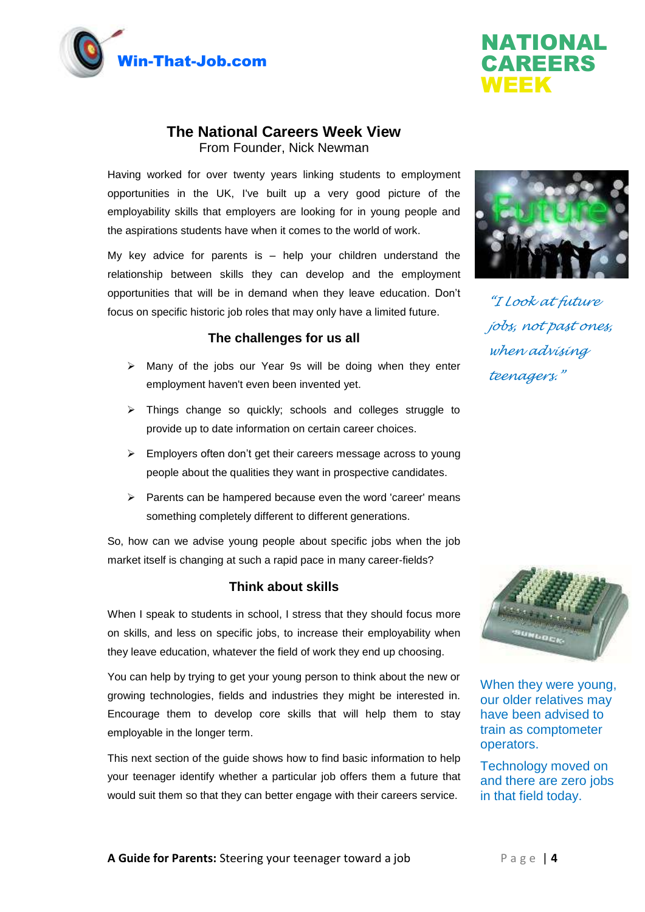## The National Careers Week View

From Founder, Nick Newman

Having worked for over twenty years linking students to employment opportunities in the UK, I've built up a very good picture of the employability skills that employers are looking for in young people and the aspirations students have when it comes to the world of work.

My key advice for parents is – help your children understand the relationship between skills they can develop and the employment opportunities that will be in demand when they leave education. Don't focus on specific historic job roles that may only have a limited future.

*"I Look at future jobs, not past ones, when advising teenagers."*

### The challenges for us all

- Many of the jobs our Year 9s will be doing when they enter employment haven't even been invented yet.
- Things change so quickly; schools and colleges struggle to provide up to date information on certain career choices.
- Employers often don't get their careers message across to young people about the qualities they want in prospective candidates.
- Parents can be hampered because even the word 'career' means something completely different to different generations.

So, how can we advise young people about specific jobs when the job market itself is changing at such a rapid pace in many career-fields?

### Think about skills

When I speak to students in school, I stress that they should focus more on skills, and less on specific jobs, to increase their employability when they leave education, whatever the field of work they end up choosing.

You can help by trying to get your young person to think about the new or growing technologies, fields and industries they might be interested in. Encourage them to develop core skills that will help them to stay employable in the longer term.

This next section of the guide shows how to find basic information to help your teenager identify whether a particular job offers them a future that would suit them so that they can better engage with their careers service.

When they were young, our older relatives may have been advised to train as comptometer operators.

Technology moved on and there are zero jobs in that field today.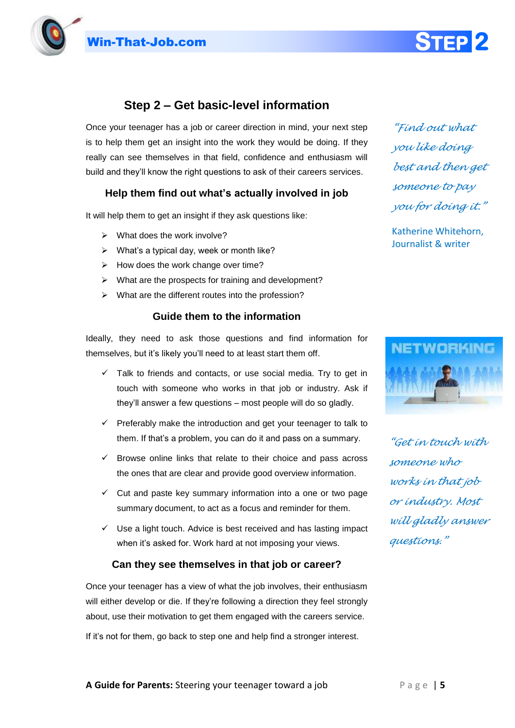## Step 2 – Get basic-level information

Once your teenager has a job or career direction in mind, your next step is to help them get an insight into the work they would be doing. If they really can see themselves in that field, confidence and enthusiasm will build and they'll know the right questions to ask of their careers services.

*"Find out what you like doing best and then get someone to pay you for doing it."*

Katherine Whitehorn, Journalist & writer

### Help them find out what's actually involved in job

It will help them to get an insight if they ask questions like:

- What does the work involve?
- What's a typical day, week or month like?
- How does the work change over time?
- What are the prospects for training and development?
- What are the different routes into the profession?

### Guide them to the information

Ideally, they need to ask those questions and find information for themselves, but it's likely you'll need to at least start them off.

- ✓ Talk to friends and contacts, or use social media. Try to get in touch with someone who works in that job or industry. Ask if they'll answer a few questions – most people will do so gladly.
- ✓ Preferably make the introduction and get your teenager to talk to them. If that's a problem, you can do it and pass on a summary.
- ✓ Browse online links that relate to their choice and pass across the ones that are clear and provide good overview information.
- ✓ Cut and paste key summary information into a one or two page summary document, to act as a focus and reminder for them.
- ✓ Use a light touch. Advice is best received and has lasting impact when it's asked for. Work hard at not imposing your views.

*"Get in touch with someone who works in that job or industry. Most will gladly answer questions."*

### Can they see themselves in that job or career?

Once your teenager has a view of what the job involves, their enthusiasm will either develop or die. If they're following a direction they feel strongly about, use their motivation to get them engaged with the careers service.

If it's not for them, go back to step one and help find a stronger interest.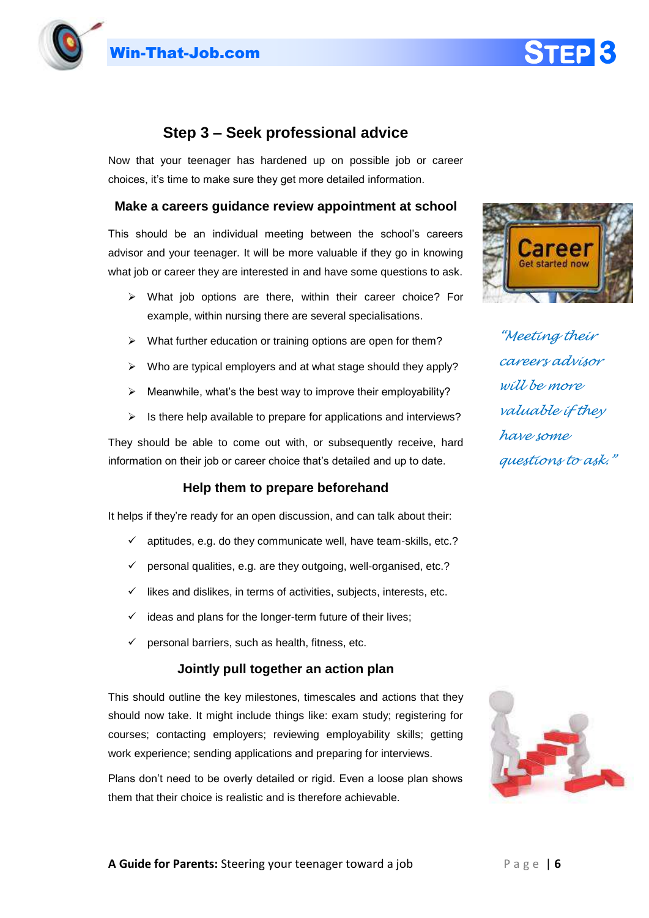## Step 3 – Seek professional advice

Now that your teenager has hardened up on possible job or career choices, it's time to make sure they get more detailed information.

### Make a careers guidance review appointment at school

This should be an individual meeting between the school's careers advisor and your teenager. It will be more valuable if they go in knowing what job or career they are interested in and have some questions to ask.

- What job options are there, within their career choice? For example, within nursing there are several specialisations.
- What further education or training options are open for them?
- Who are typical employers and at what stage should they apply?
- Meanwhile, what's the best way to improve their employability?
- Is there help available to prepare for applications and interviews?

They should be able to come out with, or subsequently receive, hard information on their job or career choice that's detailed and up to date.

*"Meeting their careers advisor will be more valuable if they have some questions to ask."*

### Help them to prepare beforehand

It helps if they're ready for an open discussion, and can talk about their:

- ✓ aptitudes, e.g. do they communicate well, have team-skills, etc.?
- ✓ personal qualities, e.g. are they outgoing, well-organised, etc.?
- ✓ likes and dislikes, in terms of activities, subjects, interests, etc.
- ✓ ideas and plans for the longer-term future of their lives;
- ✓ personal barriers, such as health, fitness, etc.

### Jointly pull together an action plan

This should outline the key milestones, timescales and actions that they should now take. It might include things like: exam study; registering for courses; contacting employers; reviewing employability skills; getting work experience; sending applications and preparing for interviews.

Plans don't need to be overly detailed or rigid. Even a loose plan shows them that their choice is realistic and is therefore achievable.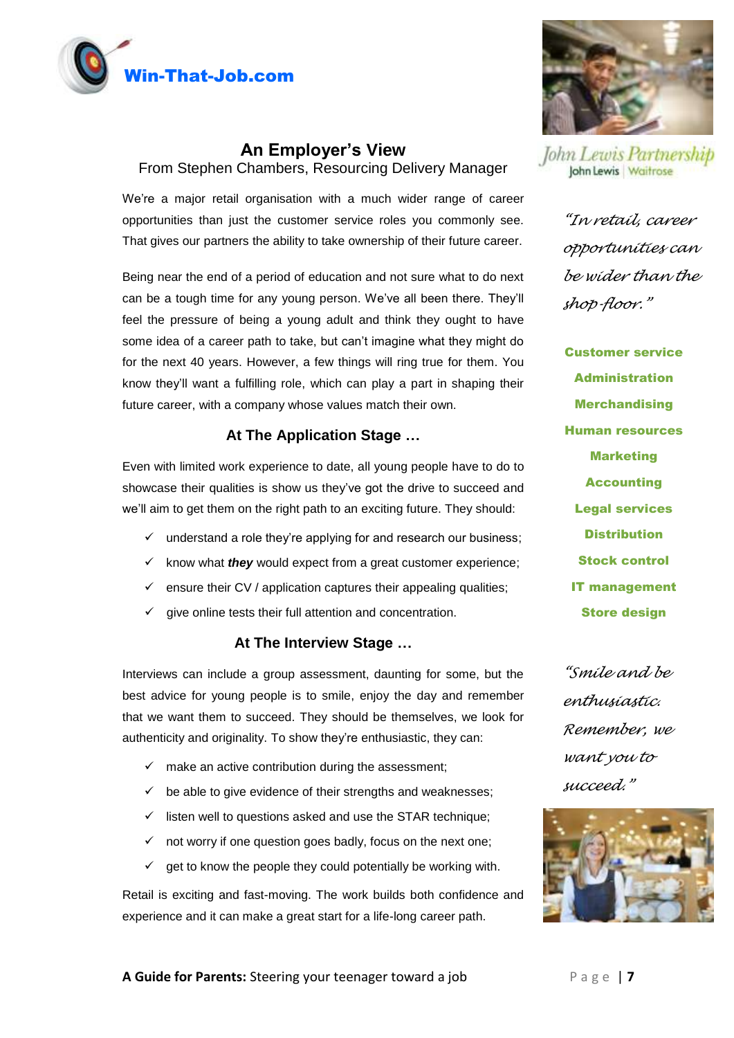# An Employer's View

From Stephen Chambers, Resourcing Delivery Manager

We're a major retail organisation with a much wider range of career opportunities than just the customer service roles you commonly see. That gives our partners the ability to take ownership of their future career.

Being near the end of a period of education and not sure what to do next can be a tough time for any young person. We've all been there. They'll feel the pressure of being a young adult and think they ought to have some idea of a career path to take, but can't imagine what they might do for the next 40 years. However, a few things will ring true for them. You know they'll want a fulfilling role, which can play a part in shaping their future career, with a company whose values match their own.

## At The Application Stage …

Even with limited work experience to date, all young people have to do to showcase their qualities is show us they've got the drive to succeed and we'll aim to get them on the right path to an exciting future. They should:

- ✓ understand a role they're applying for and research our business;
- ✓ know what ***they*** would expect from a great customer experience;
- ✓ ensure their CV / application captures their appealing qualities;
- ✓ give online tests their full attention and concentration.

## At The Interview Stage …

Interviews can include a group assessment, daunting for some, but the best advice for young people is to smile, enjoy the day and remember that we want them to succeed. They should be themselves, we look for authenticity and originality. To show they're enthusiastic, they can:

- ✓ make an active contribution during the assessment;
- ✓ be able to give evidence of their strengths and weaknesses;
- ✓ listen well to questions asked and use the STAR technique;
- ✓ not worry if one question goes badly, focus on the next one;
- ✓ get to know the people they could potentially be working with.

Retail is exciting and fast-moving. The work builds both confidence and experience and it can make a great start for a life-long career path.

John Lewis Partnership
John Lewis | Waitrose

*"In retail, career opportunities can be wider than the shop-floor."*

**Customer service**
**Administration**
**Merchandising**
**Human resources**
**Marketing**
**Accounting**
**Legal services**
**Distribution**
**Stock control**
**IT management**
**Store design**

*"Smile and be enthusiastic. Remember, we want you to succeed."*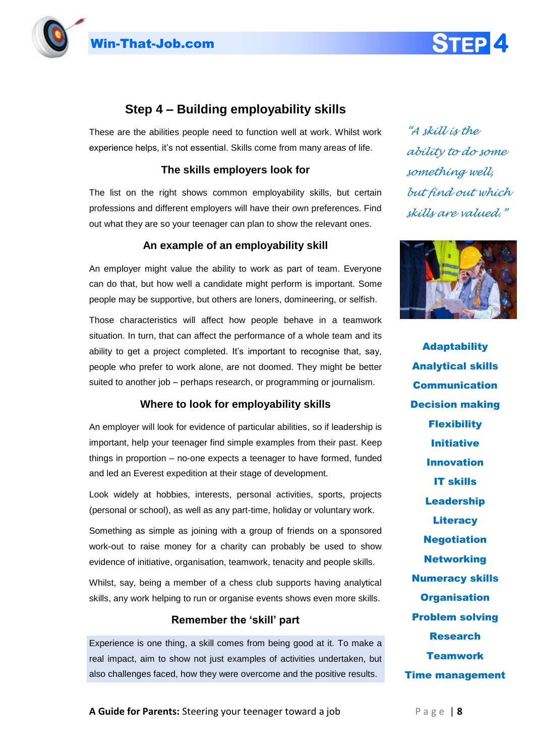# Step 4 – Building employability skills

These are the abilities people need to function well at work. Whilst work experience helps, it's not essential. Skills come from many areas of life.

## The skills employers look for

The list on the right shows common employability skills, but certain professions and different employers will have their own preferences. Find out what they are so your teenager can plan to show the relevant ones.

## An example of an employability skill

An employer might value the ability to work as part of team. Everyone can do that, but how well a candidate might perform is important. Some people may be supportive, but others are loners, domineering, or selfish.

Those characteristics will affect how people behave in a teamwork situation. In turn, that can affect the performance of a whole team and its ability to get a project completed. It's important to recognise that, say, people who prefer to work alone, are not doomed. They might be better suited to another job – perhaps research, or programming or journalism.

## Where to look for employability skills

An employer will look for evidence of particular abilities, so if leadership is important, help your teenager find simple examples from their past. Keep things in proportion – no-one expects a teenager to have formed, funded and led an Everest expedition at their stage of development.

Look widely at hobbies, interests, personal activities, sports, projects (personal or school), as well as any part-time, holiday or voluntary work.

Something as simple as joining with a group of friends on a sponsored work-out to raise money for a charity can probably be used to show evidence of initiative, organisation, teamwork, tenacity and people skills.

Whilst, say, being a member of a chess club supports having analytical skills, any work helping to run or organise events shows even more skills.

## Remember the 'skill' part

Experience is one thing, a skill comes from being good at it. To make a real impact, aim to show not just examples of activities undertaken, but also challenges faced, how they were overcome and the positive results.

*"A skill is the ability to do some something well, but find out which skills are valued."*

**Adaptability**
**Analytical skills**
**Communication**
**Decision making**
**Flexibility**
**Initiative**
**Innovation**
**IT skills**
**Leadership**
**Literacy**
**Negotiation**
**Networking**
**Numeracy skills**
**Organisation**
**Problem solving**
**Research**
**Teamwork**
**Time management**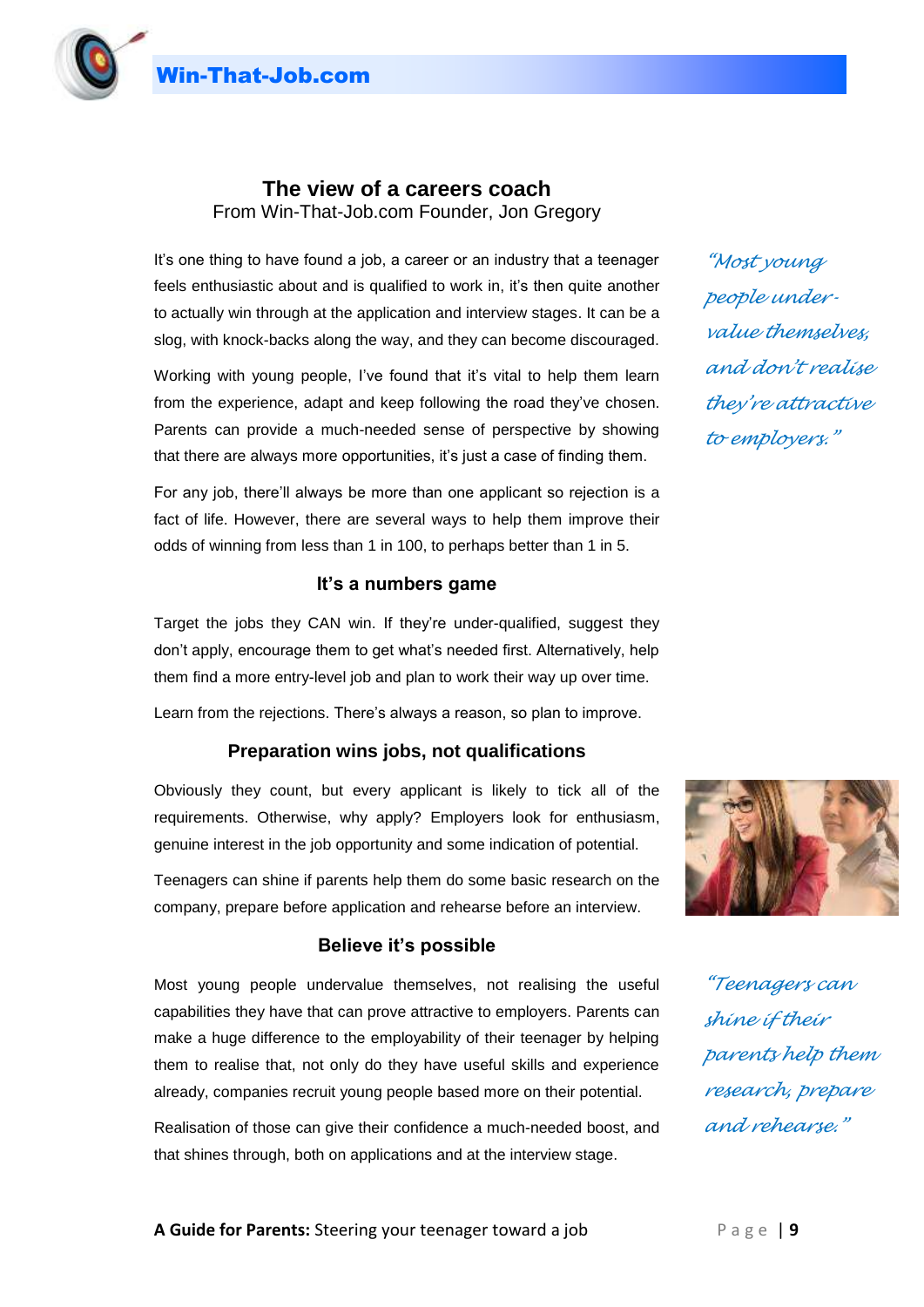## The view of a careers coach

From Win-That-Job.com Founder, Jon Gregory

It's one thing to have found a job, a career or an industry that a teenager feels enthusiastic about and is qualified to work in, it's then quite another to actually win through at the application and interview stages. It can be a slog, with knock-backs along the way, and they can become discouraged.

Working with young people, I've found that it's vital to help them learn from the experience, adapt and keep following the road they've chosen. Parents can provide a much-needed sense of perspective by showing that there are always more opportunities, it's just a case of finding them.

For any job, there'll always be more than one applicant so rejection is a fact of life. However, there are several ways to help them improve their odds of winning from less than 1 in 100, to perhaps better than 1 in 5.

*"Most young people under-value themselves, and don't realise they're attractive to employers."*

### It's a numbers game

Target the jobs they CAN win. If they're under-qualified, suggest they don't apply, encourage them to get what's needed first. Alternatively, help them find a more entry-level job and plan to work their way up over time.

Learn from the rejections. There's always a reason, so plan to improve.

### Preparation wins jobs, not qualifications

Obviously they count, but every applicant is likely to tick all of the requirements. Otherwise, why apply? Employers look for enthusiasm, genuine interest in the job opportunity and some indication of potential.

Teenagers can shine if parents help them do some basic research on the company, prepare before application and rehearse before an interview.

### Believe it's possible

Most young people undervalue themselves, not realising the useful capabilities they have that can prove attractive to employers. Parents can make a huge difference to the employability of their teenager by helping them to realise that, not only do they have useful skills and experience already, companies recruit young people based more on their potential.

Realisation of those can give their confidence a much-needed boost, and that shines through, both on applications and at the interview stage.

*"Teenagers can shine if their parents help them research, prepare and rehearse."*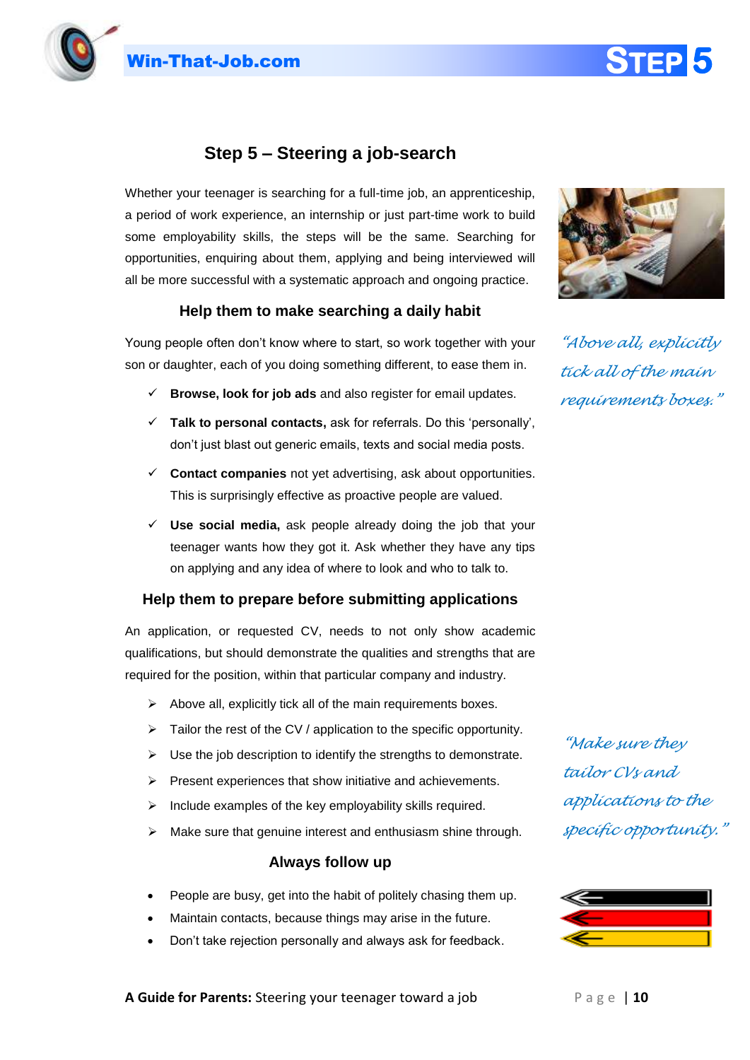## Step 5 – Steering a job-search

Whether your teenager is searching for a full-time job, an apprenticeship, a period of work experience, an internship or just part-time work to build some employability skills, the steps will be the same. Searching for opportunities, enquiring about them, applying and being interviewed will all be more successful with a systematic approach and ongoing practice.

### Help them to make searching a daily habit

Young people often don't know where to start, so work together with your son or daughter, each of you doing something different, to ease them in.

- ✓ **Browse, look for job ads** and also register for email updates.
- ✓ **Talk to personal contacts,** ask for referrals. Do this 'personally', don't just blast out generic emails, texts and social media posts.
- ✓ **Contact companies** not yet advertising, ask about opportunities. This is surprisingly effective as proactive people are valued.
- ✓ **Use social media,** ask people already doing the job that your teenager wants how they got it. Ask whether they have any tips on applying and any idea of where to look and who to talk to.

*"Above all, explicitly tick all of the main requirements boxes."*

### Help them to prepare before submitting applications

An application, or requested CV, needs to not only show academic qualifications, but should demonstrate the qualities and strengths that are required for the position, within that particular company and industry.

- ➢ Above all, explicitly tick all of the main requirements boxes.
- ➢ Tailor the rest of the CV / application to the specific opportunity.
- ➢ Use the job description to identify the strengths to demonstrate.
- ➢ Present experiences that show initiative and achievements.
- ➢ Include examples of the key employability skills required.
- ➢ Make sure that genuine interest and enthusiasm shine through.

*"Make sure they tailor CVs and applications to the specific opportunity."*

### Always follow up

- People are busy, get into the habit of politely chasing them up.
- Maintain contacts, because things may arise in the future.
- Don't take rejection personally and always ask for feedback.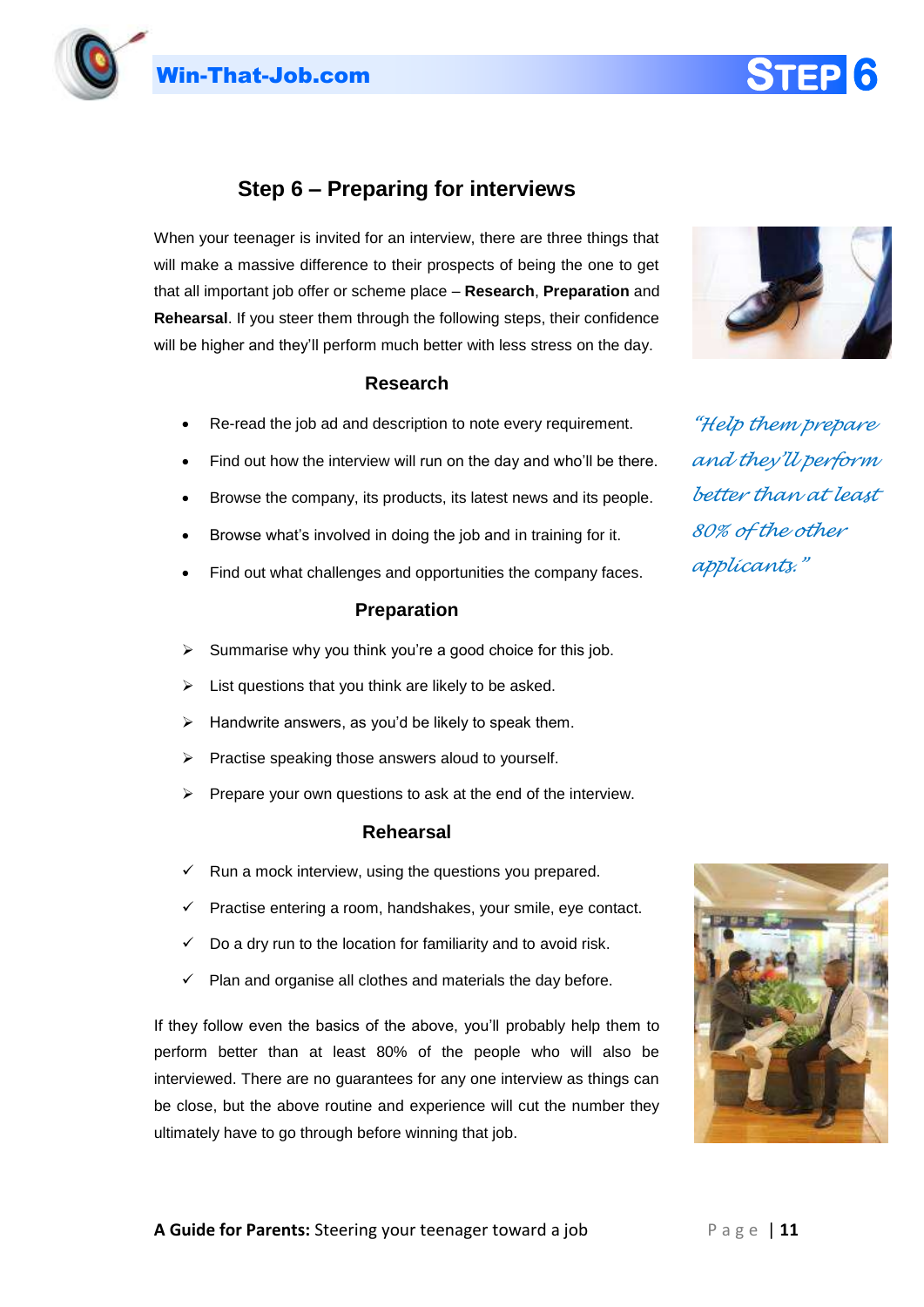## Step 6 – Preparing for interviews

When your teenager is invited for an interview, there are three things that will make a massive difference to their prospects of being the one to get that all important job offer or scheme place – **Research**, **Preparation** and **Rehearsal**. If you steer them through the following steps, their confidence will be higher and they'll perform much better with less stress on the day.

*"Help them prepare and they'll perform better than at least 80% of the other applicants."*

### Research

- Re-read the job ad and description to note every requirement.
- Find out how the interview will run on the day and who'll be there.
- Browse the company, its products, its latest news and its people.
- Browse what's involved in doing the job and in training for it.
- Find out what challenges and opportunities the company faces.

### Preparation

- Summarise why you think you're a good choice for this job.
- List questions that you think are likely to be asked.
- Handwrite answers, as you'd be likely to speak them.
- Practise speaking those answers aloud to yourself.
- Prepare your own questions to ask at the end of the interview.

### Rehearsal

- ✓ Run a mock interview, using the questions you prepared.
- ✓ Practise entering a room, handshakes, your smile, eye contact.
- ✓ Do a dry run to the location for familiarity and to avoid risk.
- ✓ Plan and organise all clothes and materials the day before.

If they follow even the basics of the above, you'll probably help them to perform better than at least 80% of the people who will also be interviewed. There are no guarantees for any one interview as things can be close, but the above routine and experience will cut the number they ultimately have to go through before winning that job.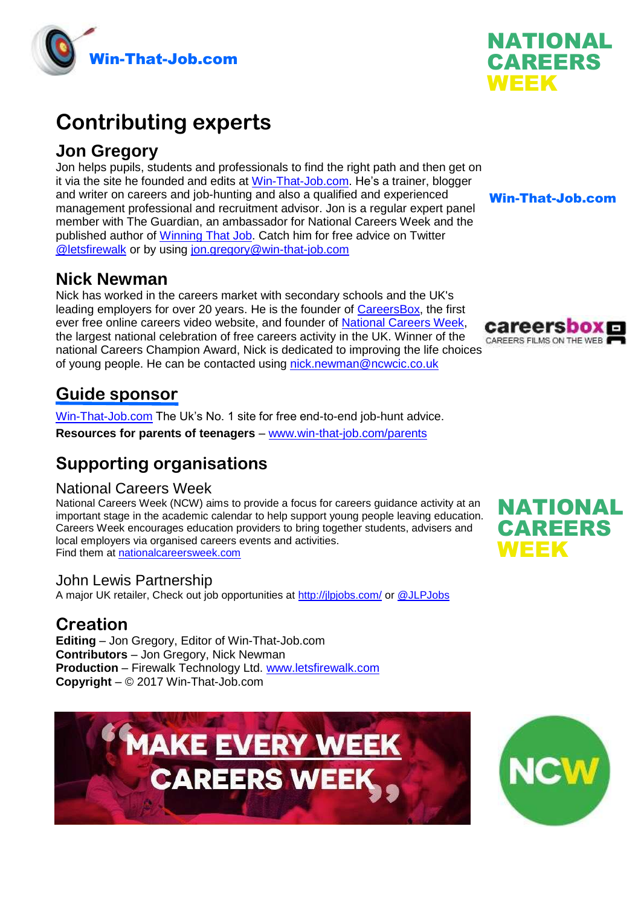# Contributing experts

## Jon Gregory

Jon helps pupils, students and professionals to find the right path and then get on it via the site he founded and edits at Win-That-Job.com. He's a trainer, blogger and writer on careers and job-hunting and also a qualified and experienced management professional and recruitment advisor. Jon is a regular expert panel member with The Guardian, an ambassador for National Careers Week and the published author of Winning That Job. Catch him for free advice on Twitter @letsfirewalk or by using jon.gregory@win-that-job.com

## Nick Newman

Nick has worked in the careers market with secondary schools and the UK's leading employers for over 20 years. He is the founder of CareersBox, the first ever free online careers video website, and founder of National Careers Week, the largest national celebration of free careers activity in the UK. Winner of the national Careers Champion Award, Nick is dedicated to improving the life choices of young people. He can be contacted using nick.newman@ncwcic.co.uk

## Guide sponsor

Win-That-Job.com The Uk's No. 1 site for free end-to-end job-hunt advice.

**Resources for parents of teenagers** – www.win-that-job.com/parents

## Supporting organisations

### National Careers Week

National Careers Week (NCW) aims to provide a focus for careers guidance activity at an important stage in the academic calendar to help support young people leaving education. Careers Week encourages education providers to bring together students, advisers and local employers via organised careers events and activities.
Find them at nationalcareersweek.com

### John Lewis Partnership

A major UK retailer, Check out job opportunities at http://jlpjobs.com/ or @JLPJobs

## Creation

**Editing** – Jon Gregory, Editor of Win-That-Job.com
**Contributors** – Jon Gregory, Nick Newman
**Production** – Firewalk Technology Ltd. www.letsfirewalk.com
**Copyright** – © 2017 Win-That-Job.com